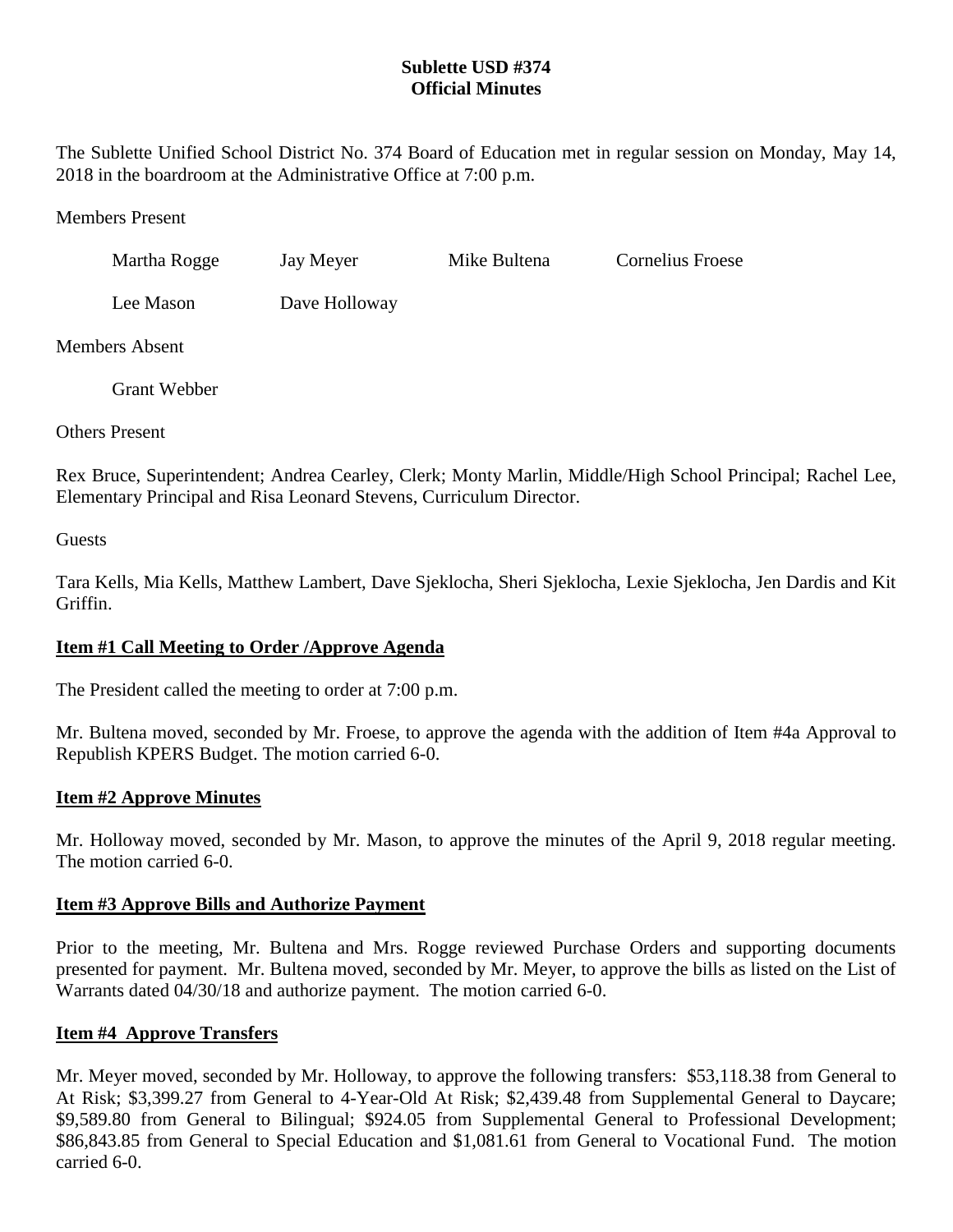**Sublette USD #374**
**Official Minutes**

The Sublette Unified School District No. 374 Board of Education met in regular session on Monday, May 14, 2018 in the boardroom at the Administrative Office at 7:00 p.m.

Members Present

Martha Rogge Jay Meyer Mike Bultena Cornelius Froese

Lee Mason Dave Holloway

Members Absent

Grant Webber

Others Present

Rex Bruce, Superintendent; Andrea Cearley, Clerk; Monty Marlin, Middle/High School Principal; Rachel Lee, Elementary Principal and Risa Leonard Stevens, Curriculum Director.

Guests

Tara Kells, Mia Kells, Matthew Lambert, Dave Sjeklocha, Sheri Sjeklocha, Lexie Sjeklocha, Jen Dardis and Kit Griffin.

**Item #1 Call Meeting to Order /Approve Agenda**

The President called the meeting to order at 7:00 p.m.

Mr. Bultena moved, seconded by Mr. Froese, to approve the agenda with the addition of Item #4a Approval to Republish KPERS Budget. The motion carried 6-0.

**Item #2 Approve Minutes**

Mr. Holloway moved, seconded by Mr. Mason, to approve the minutes of the April 9, 2018 regular meeting. The motion carried 6-0.

**Item #3 Approve Bills and Authorize Payment**

Prior to the meeting, Mr. Bultena and Mrs. Rogge reviewed Purchase Orders and supporting documents presented for payment. Mr. Bultena moved, seconded by Mr. Meyer, to approve the bills as listed on the List of Warrants dated 04/30/18 and authorize payment. The motion carried 6-0.

**Item #4 Approve Transfers**

Mr. Meyer moved, seconded by Mr. Holloway, to approve the following transfers: $53,118.38 from General to At Risk; $3,399.27 from General to 4-Year-Old At Risk; $2,439.48 from Supplemental General to Daycare; $9,589.80 from General to Bilingual; $924.05 from Supplemental General to Professional Development; $86,843.85 from General to Special Education and $1,081.61 from General to Vocational Fund. The motion carried 6-0.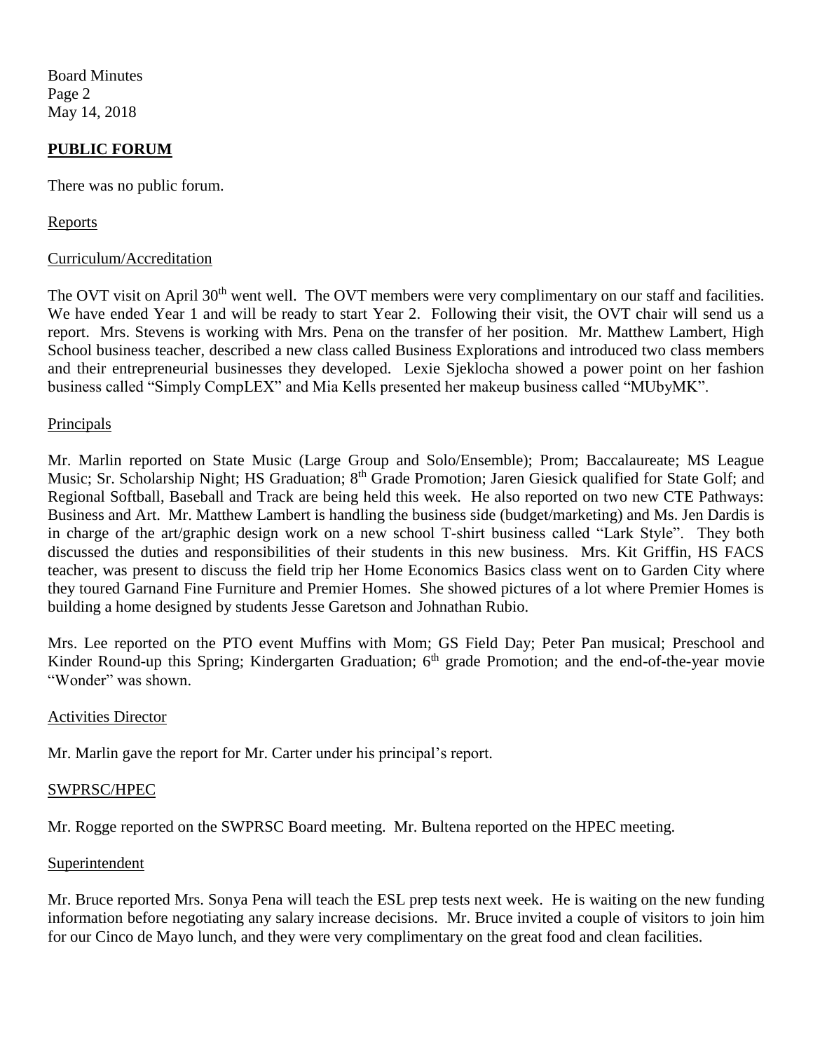## PUBLIC FORUM

There was no public forum.

Reports

Curriculum/Accreditation

The OVT visit on April 30th went well. The OVT members were very complimentary on our staff and facilities. We have ended Year 1 and will be ready to start Year 2. Following their visit, the OVT chair will send us a report. Mrs. Stevens is working with Mrs. Pena on the transfer of her position. Mr. Matthew Lambert, High School business teacher, described a new class called Business Explorations and introduced two class members and their entrepreneurial businesses they developed. Lexie Sjeklocha showed a power point on her fashion business called "Simply CompLEX" and Mia Kells presented her makeup business called "MUbyMK".

Principals

Mr. Marlin reported on State Music (Large Group and Solo/Ensemble); Prom; Baccalaureate; MS League Music; Sr. Scholarship Night; HS Graduation; 8th Grade Promotion; Jaren Giesick qualified for State Golf; and Regional Softball, Baseball and Track are being held this week. He also reported on two new CTE Pathways: Business and Art. Mr. Matthew Lambert is handling the business side (budget/marketing) and Ms. Jen Dardis is in charge of the art/graphic design work on a new school T-shirt business called "Lark Style". They both discussed the duties and responsibilities of their students in this new business. Mrs. Kit Griffin, HS FACS teacher, was present to discuss the field trip her Home Economics Basics class went on to Garden City where they toured Garnand Fine Furniture and Premier Homes. She showed pictures of a lot where Premier Homes is building a home designed by students Jesse Garetson and Johnathan Rubio.

Mrs. Lee reported on the PTO event Muffins with Mom; GS Field Day; Peter Pan musical; Preschool and Kinder Round-up this Spring; Kindergarten Graduation; 6th grade Promotion; and the end-of-the-year movie "Wonder" was shown.

Activities Director

Mr. Marlin gave the report for Mr. Carter under his principal's report.

SWPRSC/HPEC

Mr. Rogge reported on the SWPRSC Board meeting. Mr. Bultena reported on the HPEC meeting.

Superintendent

Mr. Bruce reported Mrs. Sonya Pena will teach the ESL prep tests next week. He is waiting on the new funding information before negotiating any salary increase decisions. Mr. Bruce invited a couple of visitors to join him for our Cinco de Mayo lunch, and they were very complimentary on the great food and clean facilities.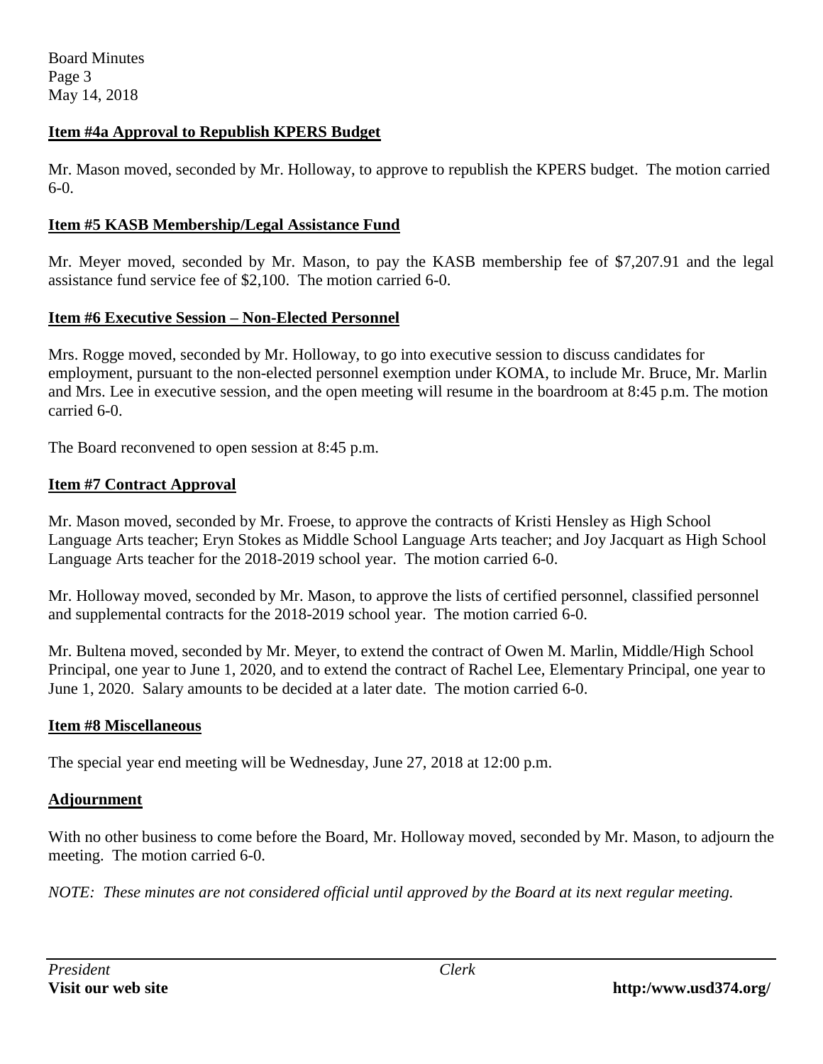### Item #4a Approval to Republish KPERS Budget

Mr. Mason moved, seconded by Mr. Holloway, to approve to republish the KPERS budget. The motion carried 6-0.

### Item #5 KASB Membership/Legal Assistance Fund

Mr. Meyer moved, seconded by Mr. Mason, to pay the KASB membership fee of $7,207.91 and the legal assistance fund service fee of $2,100. The motion carried 6-0.

### Item #6 Executive Session – Non-Elected Personnel

Mrs. Rogge moved, seconded by Mr. Holloway, to go into executive session to discuss candidates for employment, pursuant to the non-elected personnel exemption under KOMA, to include Mr. Bruce, Mr. Marlin and Mrs. Lee in executive session, and the open meeting will resume in the boardroom at 8:45 p.m. The motion carried 6-0.

The Board reconvened to open session at 8:45 p.m.

### Item #7 Contract Approval

Mr. Mason moved, seconded by Mr. Froese, to approve the contracts of Kristi Hensley as High School Language Arts teacher; Eryn Stokes as Middle School Language Arts teacher; and Joy Jacquart as High School Language Arts teacher for the 2018-2019 school year. The motion carried 6-0.

Mr. Holloway moved, seconded by Mr. Mason, to approve the lists of certified personnel, classified personnel and supplemental contracts for the 2018-2019 school year. The motion carried 6-0.

Mr. Bultena moved, seconded by Mr. Meyer, to extend the contract of Owen M. Marlin, Middle/High School Principal, one year to June 1, 2020, and to extend the contract of Rachel Lee, Elementary Principal, one year to June 1, 2020. Salary amounts to be decided at a later date. The motion carried 6-0.

### Item #8 Miscellaneous

The special year end meeting will be Wednesday, June 27, 2018 at 12:00 p.m.

### Adjournment

With no other business to come before the Board, Mr. Holloway moved, seconded by Mr. Mason, to adjourn the meeting. The motion carried 6-0.

*NOTE: These minutes are not considered official until approved by the Board at its next regular meeting.*

*President* *Clerk*

**Visit our web site** **http:/www.usd374.org/**